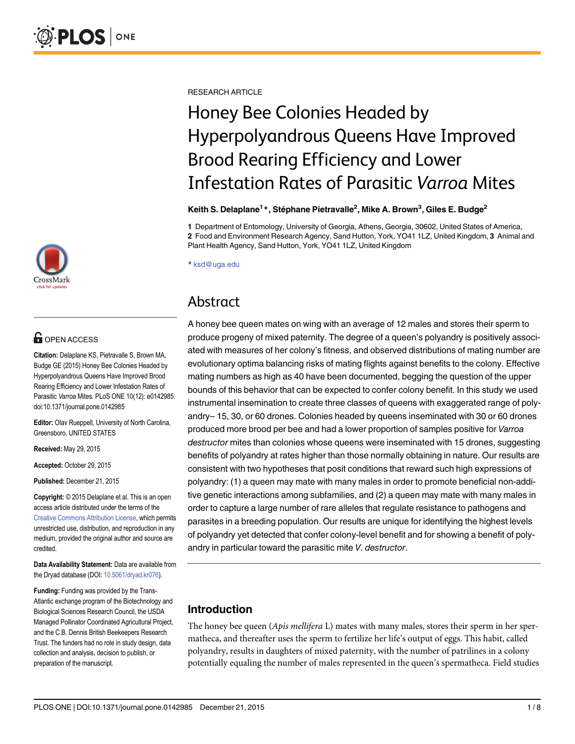RESEARCH ARTICLE

# Honey Bee Colonies Headed by Hyperpolyandrous Queens Have Improved Brood Rearing Efficiency and Lower Infestation Rates of Parasitic *Varroa* Mites

**Keith S. Delaplane[1]\*, Stéphane Pietravalle[2], Mike A. Brown[3], Giles E. Budge[2]**

**1** Department of Entomology, University of Georgia, Athens, Georgia, 30602, United States of America, **2** Food and Environment Research Agency, Sand Hutton, York, YO41 1LZ, United Kingdom, **3** Animal and Plant Health Agency, Sand Hutton, York, YO41 1LZ, United Kingdom

\* ksd@uga.edu

OPEN ACCESS

**Citation:** Delaplane KS, Pietravalle S, Brown MA, Budge GE (2015) Honey Bee Colonies Headed by Hyperpolyandrous Queens Have Improved Brood Rearing Efficiency and Lower Infestation Rates of Parasitic *Varroa* Mites. PLoS ONE 10(12): e0142985. doi:10.1371/journal.pone.0142985

**Editor:** Olav Rueppell, University of North Carolina, Greensboro, UNITED STATES

**Received:** May 29, 2015

**Accepted:** October 29, 2015

**Published:** December 21, 2015

**Copyright:** © 2015 Delaplane et al. This is an open access article distributed under the terms of the Creative Commons Attribution License, which permits unrestricted use, distribution, and reproduction in any medium, provided the original author and source are credited.

**Data Availability Statement:** Data are available from the Dryad database (DOI: 10.5061/dryad.kr076).

**Funding:** Funding was provided by the Trans-Atlantic exchange program of the Biotechnology and Biological Sciences Research Council, the USDA Managed Pollinator Coordinated Agricultural Project, and the C.B. Dennis British Beekeepers Research Trust. The funders had no role in study design, data collection and analysis, decision to publish, or preparation of the manuscript.

## Abstract

A honey bee queen mates on wing with an average of 12 males and stores their sperm to produce progeny of mixed paternity. The degree of a queen's polyandry is positively associated with measures of her colony's fitness, and observed distributions of mating number are evolutionary optima balancing risks of mating flights against benefits to the colony. Effective mating numbers as high as 40 have been documented, begging the question of the upper bounds of this behavior that can be expected to confer colony benefit. In this study we used instrumental insemination to create three classes of queens with exaggerated range of polyandry– 15, 30, or 60 drones. Colonies headed by queens inseminated with 30 or 60 drones produced more brood per bee and had a lower proportion of samples positive for *Varroa destructor* mites than colonies whose queens were inseminated with 15 drones, suggesting benefits of polyandry at rates higher than those normally obtaining in nature. Our results are consistent with two hypotheses that posit conditions that reward such high expressions of polyandry: (1) a queen may mate with many males in order to promote beneficial non-additive genetic interactions among subfamilies, and (2) a queen may mate with many males in order to capture a large number of rare alleles that regulate resistance to pathogens and parasites in a breeding population. Our results are unique for identifying the highest levels of polyandry yet detected that confer colony-level benefit and for showing a benefit of polyandry in particular toward the parasitic mite *V. destructor*.

## Introduction

The honey bee queen (*Apis mellifera* L) mates with many males, stores their sperm in her spermatheca, and thereafter uses the sperm to fertilize her life's output of eggs. This habit, called polyandry, results in daughters of mixed paternity, with the number of patrilines in a colony potentially equaling the number of males represented in the queen's spermatheca. Field studies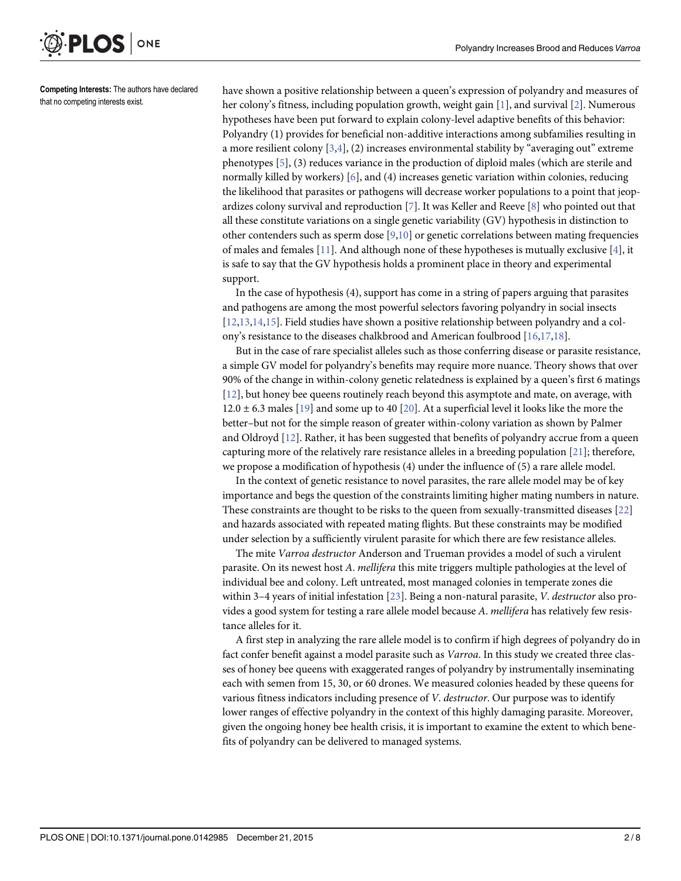**Competing Interests:** The authors have declared that no competing interests exist.

have shown a positive relationship between a queen's expression of polyandry and measures of her colony's fitness, including population growth, weight gain [1], and survival [2]. Numerous hypotheses have been put forward to explain colony-level adaptive benefits of this behavior: Polyandry (1) provides for beneficial non-additive interactions among subfamilies resulting in a more resilient colony [3,4], (2) increases environmental stability by "averaging out" extreme phenotypes [5], (3) reduces variance in the production of diploid males (which are sterile and normally killed by workers) [6], and (4) increases genetic variation within colonies, reducing the likelihood that parasites or pathogens will decrease worker populations to a point that jeopardizes colony survival and reproduction [7]. It was Keller and Reeve [8] who pointed out that all these constitute variations on a single genetic variability (GV) hypothesis in distinction to other contenders such as sperm dose [9,10] or genetic correlations between mating frequencies of males and females [11]. And although none of these hypotheses is mutually exclusive [4], it is safe to say that the GV hypothesis holds a prominent place in theory and experimental support.

In the case of hypothesis (4), support has come in a string of papers arguing that parasites and pathogens are among the most powerful selectors favoring polyandry in social insects [12,13,14,15]. Field studies have shown a positive relationship between polyandry and a colony's resistance to the diseases chalkbrood and American foulbrood [16,17,18].

But in the case of rare specialist alleles such as those conferring disease or parasite resistance, a simple GV model for polyandry's benefits may require more nuance. Theory shows that over 90% of the change in within-colony genetic relatedness is explained by a queen's first 6 matings [12], but honey bee queens routinely reach beyond this asymptote and mate, on average, with $12.0 \pm 6.3$ males [19] and some up to 40 [20]. At a superficial level it looks like the more the better–but not for the simple reason of greater within-colony variation as shown by Palmer and Oldroyd [12]. Rather, it has been suggested that benefits of polyandry accrue from a queen capturing more of the relatively rare resistance alleles in a breeding population [21]; therefore, we propose a modification of hypothesis (4) under the influence of (5) a rare allele model.

In the context of genetic resistance to novel parasites, the rare allele model may be of key importance and begs the question of the constraints limiting higher mating numbers in nature. These constraints are thought to be risks to the queen from sexually-transmitted diseases [22] and hazards associated with repeated mating flights. But these constraints may be modified under selection by a sufficiently virulent parasite for which there are few resistance alleles.

The mite *Varroa destructor* Anderson and Trueman provides a model of such a virulent parasite. On its newest host *A*. *mellifera* this mite triggers multiple pathologies at the level of individual bee and colony. Left untreated, most managed colonies in temperate zones die within 3–4 years of initial infestation [23]. Being a non-natural parasite, *V*. *destructor* also provides a good system for testing a rare allele model because *A*. *mellifera* has relatively few resistance alleles for it.

A first step in analyzing the rare allele model is to confirm if high degrees of polyandry do in fact confer benefit against a model parasite such as *Varroa*. In this study we created three classes of honey bee queens with exaggerated ranges of polyandry by instrumentally inseminating each with semen from 15, 30, or 60 drones. We measured colonies headed by these queens for various fitness indicators including presence of *V*. *destructor*. Our purpose was to identify lower ranges of effective polyandry in the context of this highly damaging parasite. Moreover, given the ongoing honey bee health crisis, it is important to examine the extent to which benefits of polyandry can be delivered to managed systems.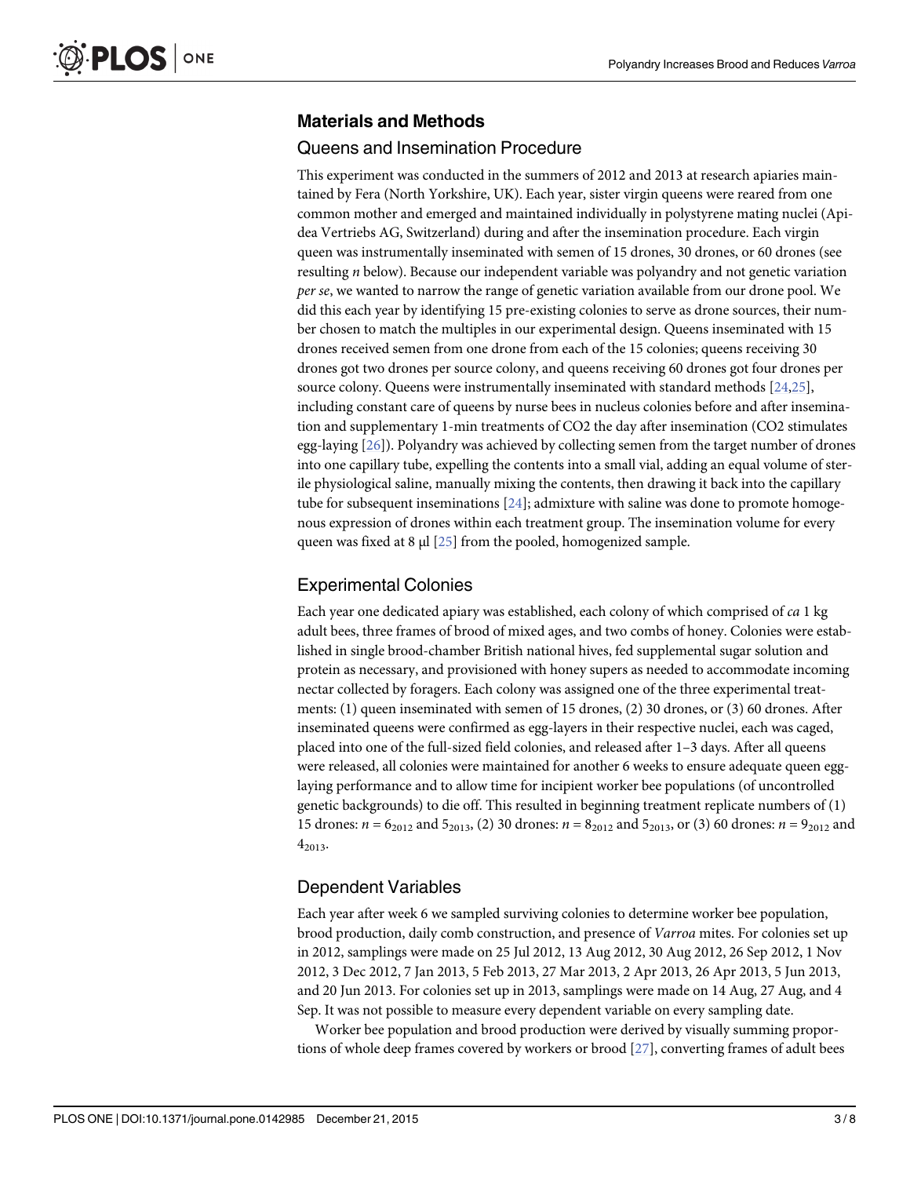## Materials and Methods

### Queens and Insemination Procedure

This experiment was conducted in the summers of 2012 and 2013 at research apiaries maintained by Fera (North Yorkshire, UK). Each year, sister virgin queens were reared from one common mother and emerged and maintained individually in polystyrene mating nuclei (Apidea Vertriebs AG, Switzerland) during and after the insemination procedure. Each virgin queen was instrumentally inseminated with semen of 15 drones, 30 drones, or 60 drones (see resulting *n* below). Because our independent variable was polyandry and not genetic variation *per se*, we wanted to narrow the range of genetic variation available from our drone pool. We did this each year by identifying 15 pre-existing colonies to serve as drone sources, their number chosen to match the multiples in our experimental design. Queens inseminated with 15 drones received semen from one drone from each of the 15 colonies; queens receiving 30 drones got two drones per source colony, and queens receiving 60 drones got four drones per source colony. Queens were instrumentally inseminated with standard methods [24,25], including constant care of queens by nurse bees in nucleus colonies before and after insemination and supplementary 1-min treatments of CO2 the day after insemination (CO2 stimulates egg-laying [26]). Polyandry was achieved by collecting semen from the target number of drones into one capillary tube, expelling the contents into a small vial, adding an equal volume of sterile physiological saline, manually mixing the contents, then drawing it back into the capillary tube for subsequent inseminations [24]; admixture with saline was done to promote homogenous expression of drones within each treatment group. The insemination volume for every queen was fixed at 8 μl [25] from the pooled, homogenized sample.

### Experimental Colonies

Each year one dedicated apiary was established, each colony of which comprised of *ca* 1 kg adult bees, three frames of brood of mixed ages, and two combs of honey. Colonies were established in single brood-chamber British national hives, fed supplemental sugar solution and protein as necessary, and provisioned with honey supers as needed to accommodate incoming nectar collected by foragers. Each colony was assigned one of the three experimental treatments: (1) queen inseminated with semen of 15 drones, (2) 30 drones, or (3) 60 drones. After inseminated queens were confirmed as egg-layers in their respective nuclei, each was caged, placed into one of the full-sized field colonies, and released after 1–3 days. After all queens were released, all colonies were maintained for another 6 weeks to ensure adequate queen egg-laying performance and to allow time for incipient worker bee populations (of uncontrolled genetic backgrounds) to die off. This resulted in beginning treatment replicate numbers of (1) 15 drones: $n = 6_{2012}$ and $5_{2013}$, (2) 30 drones: $n = 8_{2012}$ and $5_{2013}$, or (3) 60 drones: $n = 9_{2012}$ and $4_{2013}$.

### Dependent Variables

Each year after week 6 we sampled surviving colonies to determine worker bee population, brood production, daily comb construction, and presence of *Varroa* mites. For colonies set up in 2012, samplings were made on 25 Jul 2012, 13 Aug 2012, 30 Aug 2012, 26 Sep 2012, 1 Nov 2012, 3 Dec 2012, 7 Jan 2013, 5 Feb 2013, 27 Mar 2013, 2 Apr 2013, 26 Apr 2013, 5 Jun 2013, and 20 Jun 2013. For colonies set up in 2013, samplings were made on 14 Aug, 27 Aug, and 4 Sep. It was not possible to measure every dependent variable on every sampling date.

Worker bee population and brood production were derived by visually summing proportions of whole deep frames covered by workers or brood [27], converting frames of adult bees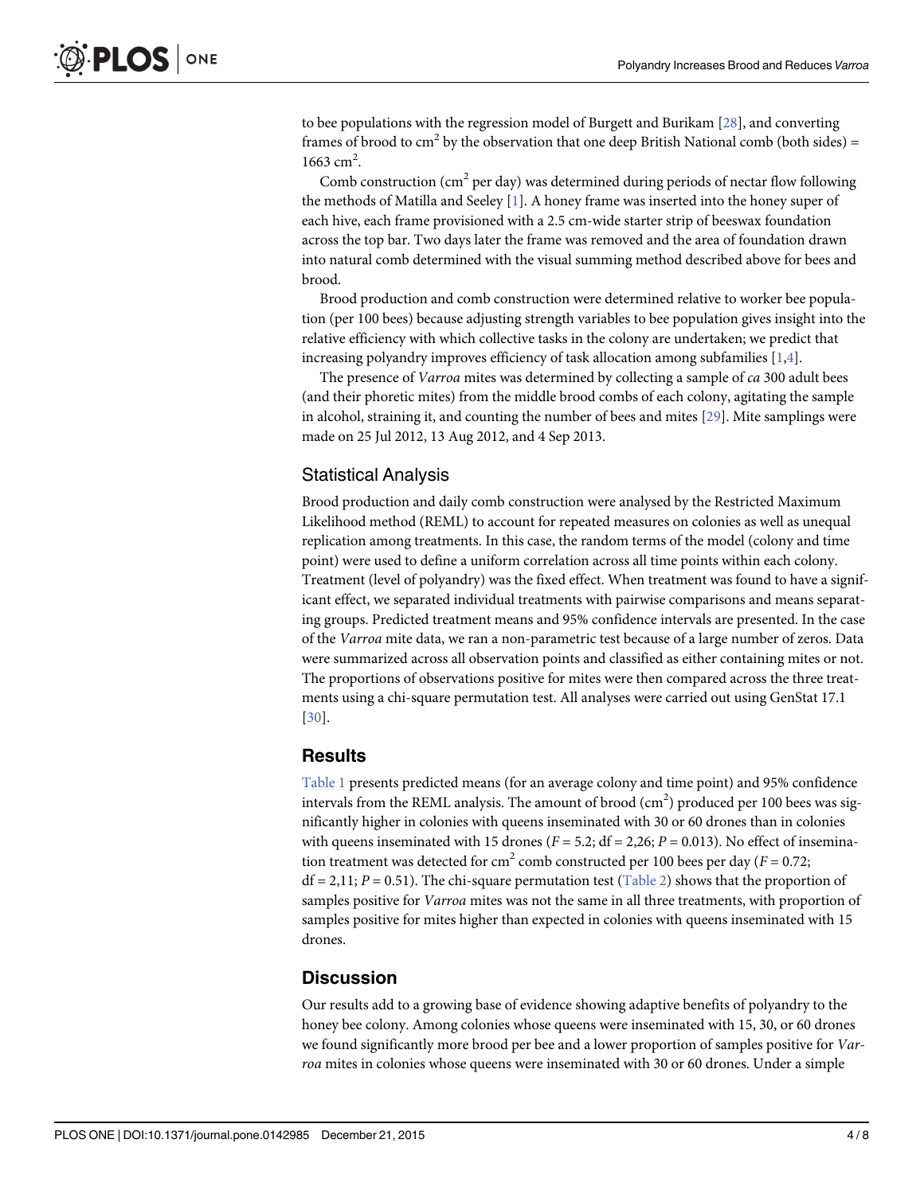to bee populations with the regression model of Burgett and Burikam [28], and converting frames of brood to $cm^2$ by the observation that one deep British National comb (both sides) = 1663 $cm^2$.

Comb construction ($cm^2$ per day) was determined during periods of nectar flow following the methods of Matilla and Seeley [1]. A honey frame was inserted into the honey super of each hive, each frame provisioned with a 2.5 cm-wide starter strip of beeswax foundation across the top bar. Two days later the frame was removed and the area of foundation drawn into natural comb determined with the visual summing method described above for bees and brood.

Brood production and comb construction were determined relative to worker bee population (per 100 bees) because adjusting strength variables to bee population gives insight into the relative efficiency with which collective tasks in the colony are undertaken; we predict that increasing polyandry improves efficiency of task allocation among subfamilies [1,4].

The presence of *Varroa* mites was determined by collecting a sample of *ca* 300 adult bees (and their phoretic mites) from the middle brood combs of each colony, agitating the sample in alcohol, straining it, and counting the number of bees and mites [29]. Mite samplings were made on 25 Jul 2012, 13 Aug 2012, and 4 Sep 2013.

## Statistical Analysis

Brood production and daily comb construction were analysed by the Restricted Maximum Likelihood method (REML) to account for repeated measures on colonies as well as unequal replication among treatments. In this case, the random terms of the model (colony and time point) were used to define a uniform correlation across all time points within each colony. Treatment (level of polyandry) was the fixed effect. When treatment was found to have a significant effect, we separated individual treatments with pairwise comparisons and means separating groups. Predicted treatment means and 95% confidence intervals are presented. In the case of the *Varroa* mite data, we ran a non-parametric test because of a large number of zeros. Data were summarized across all observation points and classified as either containing mites or not. The proportions of observations positive for mites were then compared across the three treatments using a chi-square permutation test. All analyses were carried out using GenStat 17.1 [30].

# Results

Table 1 presents predicted means (for an average colony and time point) and 95% confidence intervals from the REML analysis. The amount of brood ($cm^2$) produced per 100 bees was significantly higher in colonies with queens inseminated with 30 or 60 drones than in colonies with queens inseminated with 15 drones ($F = 5.2$; df = 2,26; $P = 0.013$). No effect of insemination treatment was detected for $cm^2$ comb constructed per 100 bees per day ($F = 0.72$; df = 2,11; $P = 0.51$). The chi-square permutation test (Table 2) shows that the proportion of samples positive for *Varroa* mites was not the same in all three treatments, with proportion of samples positive for mites higher than expected in colonies with queens inseminated with 15 drones.

# Discussion

Our results add to a growing base of evidence showing adaptive benefits of polyandry to the honey bee colony. Among colonies whose queens were inseminated with 15, 30, or 60 drones we found significantly more brood per bee and a lower proportion of samples positive for *Varroa* mites in colonies whose queens were inseminated with 30 or 60 drones. Under a simple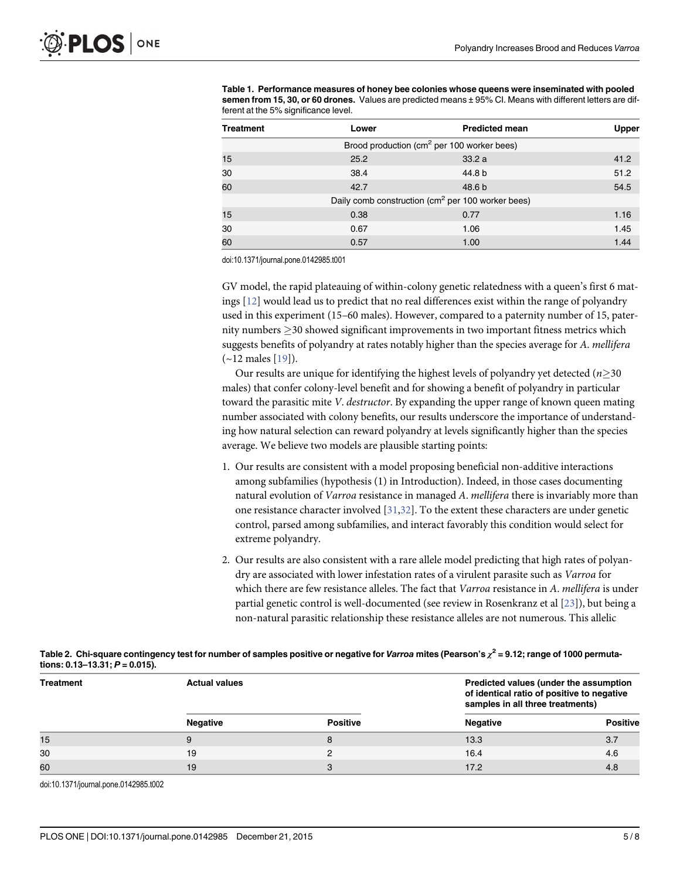**Table 1. Performance measures of honey bee colonies whose queens were inseminated with pooled semen from 15, 30, or 60 drones.** Values are predicted means ± 95% CI. Means with different letters are different at the 5% significance level.

| Treatment | Lower | Predicted mean | Upper |
|---|---|---|---|
| Brood production (cm$^2$ per 100 worker bees) | | | |
| 15 | 25.2 | 33.2 a | 41.2 |
| 30 | 38.4 | 44.8 b | 51.2 |
| 60 | 42.7 | 48.6 b | 54.5 |
| Daily comb construction (cm$^2$ per 100 worker bees) | | | |
| 15 | 0.38 | 0.77 | 1.16 |
| 30 | 0.67 | 1.06 | 1.45 |
| 60 | 0.57 | 1.00 | 1.44 |

doi:10.1371/journal.pone.0142985.t001

GV model, the rapid plateauing of within-colony genetic relatedness with a queen's first 6 matings [12] would lead us to predict that no real differences exist within the range of polyandry used in this experiment (15–60 males). However, compared to a paternity number of 15, paternity numbers ≥30 showed significant improvements in two important fitness metrics which suggests benefits of polyandry at rates notably higher than the species average for *A. mellifera* (~12 males [19]).

Our results are unique for identifying the highest levels of polyandry yet detected ($n \geq 30$ males) that confer colony-level benefit and for showing a benefit of polyandry in particular toward the parasitic mite *V. destructor*. By expanding the upper range of known queen mating number associated with colony benefits, our results underscore the importance of understanding how natural selection can reward polyandry at levels significantly higher than the species average. We believe two models are plausible starting points:

1. Our results are consistent with a model proposing beneficial non-additive interactions among subfamilies (hypothesis (1) in Introduction). Indeed, in those cases documenting natural evolution of *Varroa* resistance in managed *A. mellifera* there is invariably more than one resistance character involved [31,32]. To the extent these characters are under genetic control, parsed among subfamilies, and interact favorably this condition would select for extreme polyandry.
2. Our results are also consistent with a rare allele model predicting that high rates of polyandry are associated with lower infestation rates of a virulent parasite such as *Varroa* for which there are few resistance alleles. The fact that *Varroa* resistance in *A. mellifera* is under partial genetic control is well-documented (see review in Rosenkranz et al [23]), but being a non-natural parasitic relationship these resistance alleles are not numerous. This allelic

**Table 2. Chi-square contingency test for number of samples positive or negative for *Varroa* mites (Pearson's $\chi^2$ = 9.12; range of 1000 permutations: 0.13–13.31; $P$ = 0.015).**

| Treatment | Actual values | | Predicted values (under the assumption of identical ratio of positive to negative samples in all three treatments) | |
|---|---|---|---|---|
| | Negative | Positive | Negative | Positive |
| 15 | 9 | 8 | 13.3 | 3.7 |
| 30 | 19 | 2 | 16.4 | 4.6 |
| 60 | 19 | 3 | 17.2 | 4.8 |

doi:10.1371/journal.pone.0142985.t002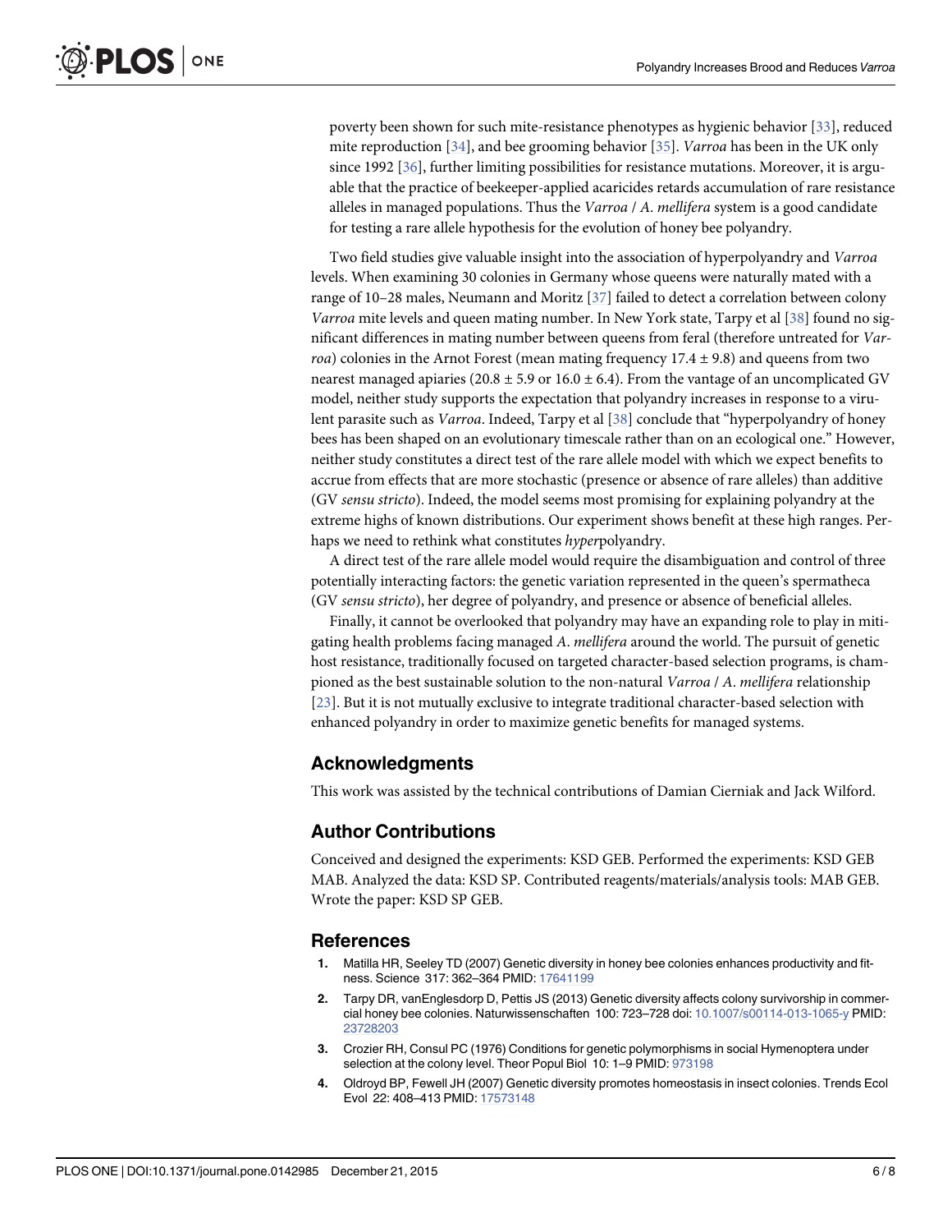poverty been shown for such mite-resistance phenotypes as hygienic behavior [33], reduced mite reproduction [34], and bee grooming behavior [35]. *Varroa* has been in the UK only since 1992 [36], further limiting possibilities for resistance mutations. Moreover, it is arguable that the practice of beekeeper-applied acaricides retards accumulation of rare resistance alleles in managed populations. Thus the *Varroa* / *A*. *mellifera* system is a good candidate for testing a rare allele hypothesis for the evolution of honey bee polyandry.

Two field studies give valuable insight into the association of hyperpolyandry and *Varroa* levels. When examining 30 colonies in Germany whose queens were naturally mated with a range of 10–28 males, Neumann and Moritz [37] failed to detect a correlation between colony *Varroa* mite levels and queen mating number. In New York state, Tarpy et al [38] found no significant differences in mating number between queens from feral (therefore untreated for *Varroa*) colonies in the Arnot Forest (mean mating frequency 17.4 ± 9.8) and queens from two nearest managed apiaries (20.8 ± 5.9 or 16.0 ± 6.4). From the vantage of an uncomplicated GV model, neither study supports the expectation that polyandry increases in response to a virulent parasite such as *Varroa*. Indeed, Tarpy et al [38] conclude that "hyperpolyandry of honey bees has been shaped on an evolutionary timescale rather than on an ecological one." However, neither study constitutes a direct test of the rare allele model with which we expect benefits to accrue from effects that are more stochastic (presence or absence of rare alleles) than additive (GV *sensu stricto*). Indeed, the model seems most promising for explaining polyandry at the extreme highs of known distributions. Our experiment shows benefit at these high ranges. Perhaps we need to rethink what constitutes *hyper*polyandry.

A direct test of the rare allele model would require the disambiguation and control of three potentially interacting factors: the genetic variation represented in the queen's spermatheca (GV *sensu stricto*), her degree of polyandry, and presence or absence of beneficial alleles.

Finally, it cannot be overlooked that polyandry may have an expanding role to play in mitigating health problems facing managed *A*. *mellifera* around the world. The pursuit of genetic host resistance, traditionally focused on targeted character-based selection programs, is championed as the best sustainable solution to the non-natural *Varroa* / *A*. *mellifera* relationship [23]. But it is not mutually exclusive to integrate traditional character-based selection with enhanced polyandry in order to maximize genetic benefits for managed systems.

## Acknowledgments

This work was assisted by the technical contributions of Damian Cierniak and Jack Wilford.

## Author Contributions

Conceived and designed the experiments: KSD GEB. Performed the experiments: KSD GEB MAB. Analyzed the data: KSD SP. Contributed reagents/materials/analysis tools: MAB GEB. Wrote the paper: KSD SP GEB.

## References

1. Matilla HR, Seeley TD (2007) Genetic diversity in honey bee colonies enhances productivity and fitness. Science 317: 362–364 PMID: 17641199
2. Tarpy DR, vanEnglesdorp D, Pettis JS (2013) Genetic diversity affects colony survivorship in commercial honey bee colonies. Naturwissenschaften 100: 723–728 doi: 10.1007/s00114-013-1065-y PMID: 23728203
3. Crozier RH, Consul PC (1976) Conditions for genetic polymorphisms in social Hymenoptera under selection at the colony level. Theor Popul Biol 10: 1–9 PMID: 973198
4. Oldroyd BP, Fewell JH (2007) Genetic diversity promotes homeostasis in insect colonies. Trends Ecol Evol 22: 408–413 PMID: 17573148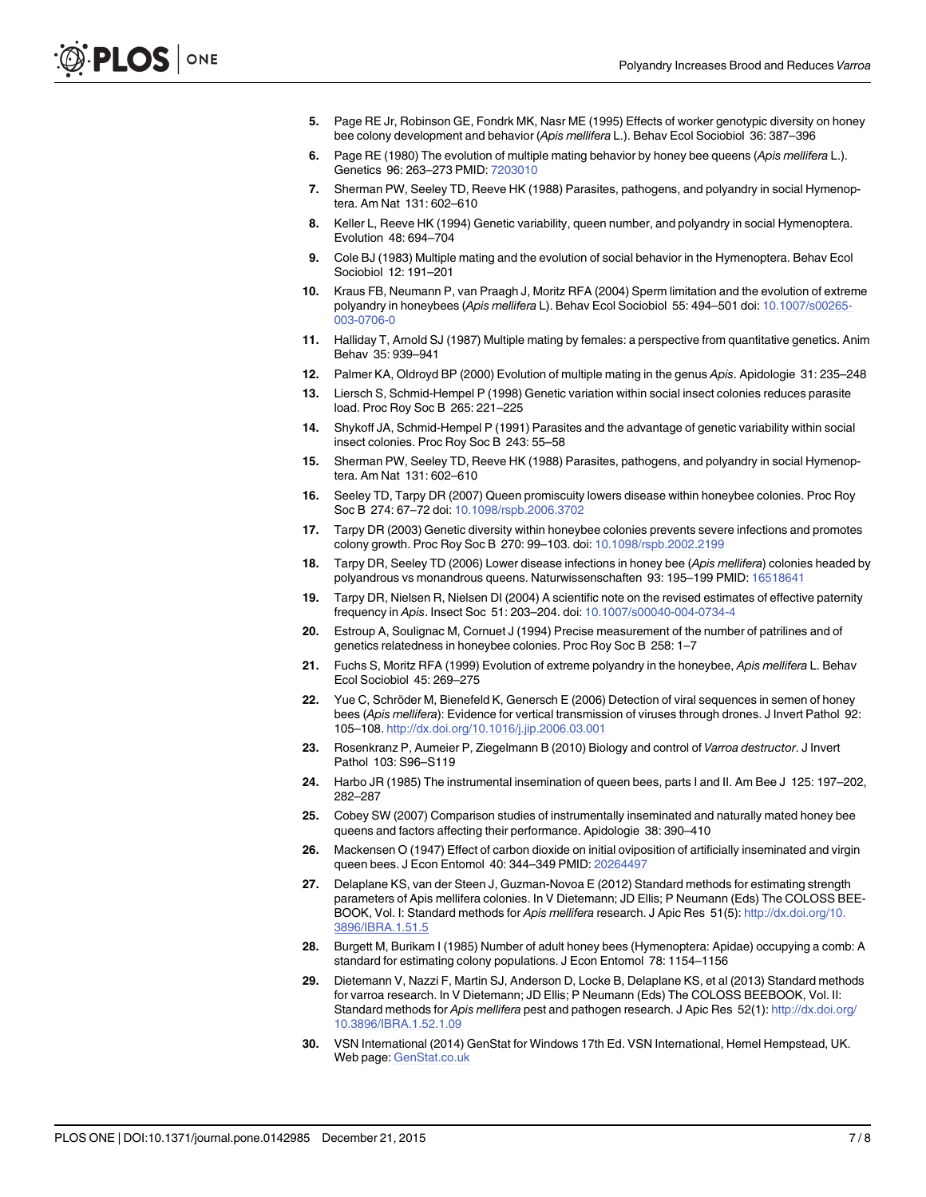5. Page RE Jr, Robinson GE, Fondrk MK, Nasr ME (1995) Effects of worker genotypic diversity on honey bee colony development and behavior (*Apis mellifera* L.). Behav Ecol Sociobiol 36: 387–396
6. Page RE (1980) The evolution of multiple mating behavior by honey bee queens (*Apis mellifera* L.). Genetics 96: 263–273 PMID: 7203010
7. Sherman PW, Seeley TD, Reeve HK (1988) Parasites, pathogens, and polyandry in social Hymenoptera. Am Nat 131: 602–610
8. Keller L, Reeve HK (1994) Genetic variability, queen number, and polyandry in social Hymenoptera. Evolution 48: 694–704
9. Cole BJ (1983) Multiple mating and the evolution of social behavior in the Hymenoptera. Behav Ecol Sociobiol 12: 191–201
10. Kraus FB, Neumann P, van Praagh J, Moritz RFA (2004) Sperm limitation and the evolution of extreme polyandry in honeybees (*Apis mellifera* L). Behav Ecol Sociobiol 55: 494–501 doi: 10.1007/s00265-003-0706-0
11. Halliday T, Arnold SJ (1987) Multiple mating by females: a perspective from quantitative genetics. Anim Behav 35: 939–941
12. Palmer KA, Oldroyd BP (2000) Evolution of multiple mating in the genus *Apis*. Apidologie 31: 235–248
13. Liersch S, Schmid-Hempel P (1998) Genetic variation within social insect colonies reduces parasite load. Proc Roy Soc B 265: 221–225
14. Shykoff JA, Schmid-Hempel P (1991) Parasites and the advantage of genetic variability within social insect colonies. Proc Roy Soc B 243: 55–58
15. Sherman PW, Seeley TD, Reeve HK (1988) Parasites, pathogens, and polyandry in social Hymenoptera. Am Nat 131: 602–610
16. Seeley TD, Tarpy DR (2007) Queen promiscuity lowers disease within honeybee colonies. Proc Roy Soc B 274: 67–72 doi: 10.1098/rspb.2006.3702
17. Tarpy DR (2003) Genetic diversity within honeybee colonies prevents severe infections and promotes colony growth. Proc Roy Soc B 270: 99–103. doi: 10.1098/rspb.2002.2199
18. Tarpy DR, Seeley TD (2006) Lower disease infections in honey bee (*Apis mellifera*) colonies headed by polyandrous vs monandrous queens. Naturwissenschaften 93: 195–199 PMID: 16518641
19. Tarpy DR, Nielsen R, Nielsen DI (2004) A scientific note on the revised estimates of effective paternity frequency in *Apis*. Insect Soc 51: 203–204. doi: 10.1007/s00040-004-0734-4
20. Estroup A, Soulignac M, Cornuet J (1994) Precise measurement of the number of patrilines and of genetics relatedness in honeybee colonies. Proc Roy Soc B 258: 1–7
21. Fuchs S, Moritz RFA (1999) Evolution of extreme polyandry in the honeybee, *Apis mellifera* L. Behav Ecol Sociobiol 45: 269–275
22. Yue C, Schröder M, Bienefeld K, Genersch E (2006) Detection of viral sequences in semen of honey bees (*Apis mellifera*): Evidence for vertical transmission of viruses through drones. J Invert Pathol 92: 105–108. http://dx.doi.org/10.1016/j.jip.2006.03.001
23. Rosenkranz P, Aumeier P, Ziegelmann B (2010) Biology and control of *Varroa destructor*. J Invert Pathol 103: S96–S119
24. Harbo JR (1985) The instrumental insemination of queen bees, parts I and II. Am Bee J 125: 197–202, 282–287
25. Cobey SW (2007) Comparison studies of instrumentally inseminated and naturally mated honey bee queens and factors affecting their performance. Apidologie 38: 390–410
26. Mackensen O (1947) Effect of carbon dioxide on initial oviposition of artificially inseminated and virgin queen bees. J Econ Entomol 40: 344–349 PMID: 20264497
27. Delaplane KS, van der Steen J, Guzman-Novoa E (2012) Standard methods for estimating strength parameters of Apis mellifera colonies. In V Dietemann; JD Ellis; P Neumann (Eds) The COLOSS BEEBOOK, Vol. I: Standard methods for *Apis mellifera* research. J Apic Res 51(5): http://dx.doi.org/10.3896/IBRA.1.51.5
28. Burgett M, Burikam I (1985) Number of adult honey bees (Hymenoptera: Apidae) occupying a comb: A standard for estimating colony populations. J Econ Entomol 78: 1154–1156
29. Dietemann V, Nazzi F, Martin SJ, Anderson D, Locke B, Delaplane KS, et al (2013) Standard methods for varroa research. In V Dietemann; JD Ellis; P Neumann (Eds) The COLOSS BEEBOOK, Vol. II: Standard methods for *Apis mellifera* pest and pathogen research. J Apic Res 52(1): http://dx.doi.org/10.3896/IBRA.1.52.1.09
30. VSN International (2014) GenStat for Windows 17th Ed. VSN International, Hemel Hempstead, UK. Web page: GenStat.co.uk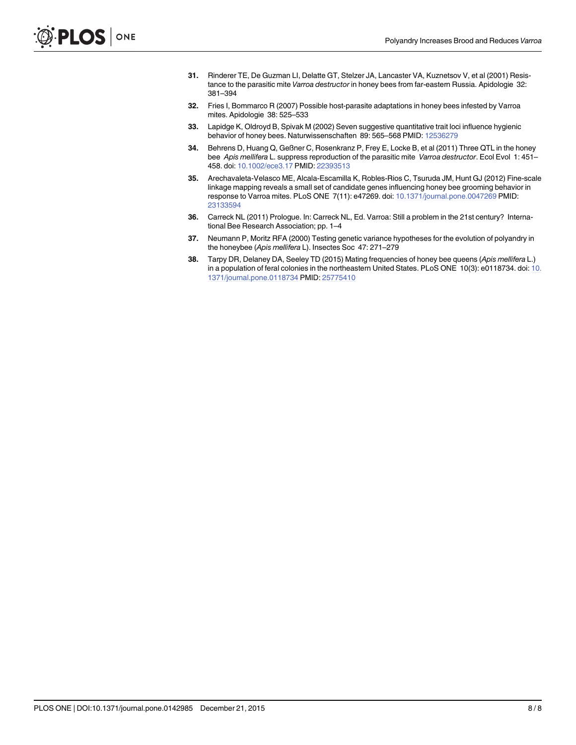31. Rinderer TE, De Guzman LI, Delatte GT, Stelzer JA, Lancaster VA, Kuznetsov V, et al (2001) Resistance to the parasitic mite *Varroa destructor* in honey bees from far-eastern Russia. Apidologie 32: 381–394

32. Fries I, Bommarco R (2007) Possible host-parasite adaptations in honey bees infested by Varroa mites. Apidologie 38: 525–533

33. Lapidge K, Oldroyd B, Spivak M (2002) Seven suggestive quantitative trait loci influence hygienic behavior of honey bees. Naturwissenschaften 89: 565–568 PMID: 12536279

34. Behrens D, Huang Q, Geßner C, Rosenkranz P, Frey E, Locke B, et al (2011) Three QTL in the honey bee *Apis mellifera* L. suppress reproduction of the parasitic mite *Varroa destructor*. Ecol Evol 1: 451–458. doi: 10.1002/ece3.17 PMID: 22393513

35. Arechavaleta-Velasco ME, Alcala-Escamilla K, Robles-Rios C, Tsuruda JM, Hunt GJ (2012) Fine-scale linkage mapping reveals a small set of candidate genes influencing honey bee grooming behavior in response to Varroa mites. PLoS ONE 7(11): e47269. doi: 10.1371/journal.pone.0047269 PMID: 23133594

36. Carreck NL (2011) Prologue. In: Carreck NL, Ed. Varroa: Still a problem in the 21st century? International Bee Research Association; pp. 1–4

37. Neumann P, Moritz RFA (2000) Testing genetic variance hypotheses for the evolution of polyandry in the honeybee (*Apis mellifera* L). Insectes Soc 47: 271–279

38. Tarpy DR, Delaney DA, Seeley TD (2015) Mating frequencies of honey bee queens (*Apis mellifera* L.) in a population of feral colonies in the northeastern United States. PLoS ONE 10(3): e0118734. doi: 10.1371/journal.pone.0118734 PMID: 25775410